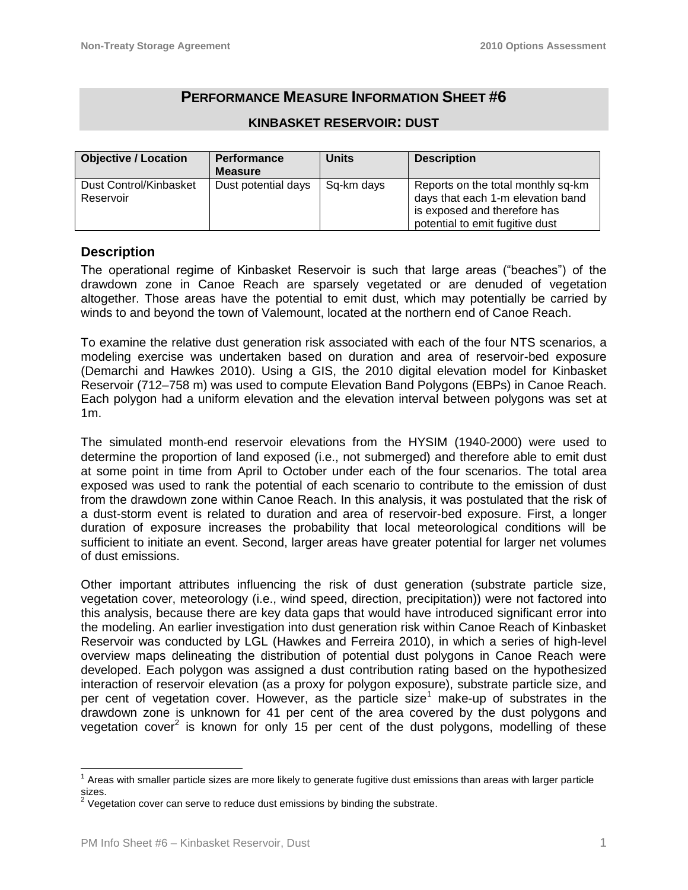# PERFORMANCE MEASURE INFORMATION SHEET #6

## KINBASKET RESERVOIR: DUST

| Objective / Location | Performance Measure | Units | Description |
|---|---|---|---|
| Dust Control/Kinbasket Reservoir | Dust potential days | Sq-km days | Reports on the total monthly sq-km days that each 1-m elevation band is exposed and therefore has potential to emit fugitive dust |

## Description

The operational regime of Kinbasket Reservoir is such that large areas ("beaches") of the drawdown zone in Canoe Reach are sparsely vegetated or are denuded of vegetation altogether. Those areas have the potential to emit dust, which may potentially be carried by winds to and beyond the town of Valemount, located at the northern end of Canoe Reach.

To examine the relative dust generation risk associated with each of the four NTS scenarios, a modeling exercise was undertaken based on duration and area of reservoir-bed exposure (Demarchi and Hawkes 2010). Using a GIS, the 2010 digital elevation model for Kinbasket Reservoir (712–758 m) was used to compute Elevation Band Polygons (EBPs) in Canoe Reach. Each polygon had a uniform elevation and the elevation interval between polygons was set at 1m.

The simulated month-end reservoir elevations from the HYSIM (1940-2000) were used to determine the proportion of land exposed (i.e., not submerged) and therefore able to emit dust at some point in time from April to October under each of the four scenarios. The total area exposed was used to rank the potential of each scenario to contribute to the emission of dust from the drawdown zone within Canoe Reach. In this analysis, it was postulated that the risk of a dust-storm event is related to duration and area of reservoir-bed exposure. First, a longer duration of exposure increases the probability that local meteorological conditions will be sufficient to initiate an event. Second, larger areas have greater potential for larger net volumes of dust emissions.

Other important attributes influencing the risk of dust generation (substrate particle size, vegetation cover, meteorology (i.e., wind speed, direction, precipitation)) were not factored into this analysis, because there are key data gaps that would have introduced significant error into the modeling. An earlier investigation into dust generation risk within Canoe Reach of Kinbasket Reservoir was conducted by LGL (Hawkes and Ferreira 2010), in which a series of high-level overview maps delineating the distribution of potential dust polygons in Canoe Reach were developed. Each polygon was assigned a dust contribution rating based on the hypothesized interaction of reservoir elevation (as a proxy for polygon exposure), substrate particle size, and per cent of vegetation cover. However, as the particle size[1] make-up of substrates in the drawdown zone is unknown for 41 per cent of the area covered by the dust polygons and vegetation cover[2] is known for only 15 per cent of the dust polygons, modelling of these

[1] Areas with smaller particle sizes are more likely to generate fugitive dust emissions than areas with larger particle sizes.

[2] Vegetation cover can serve to reduce dust emissions by binding the substrate.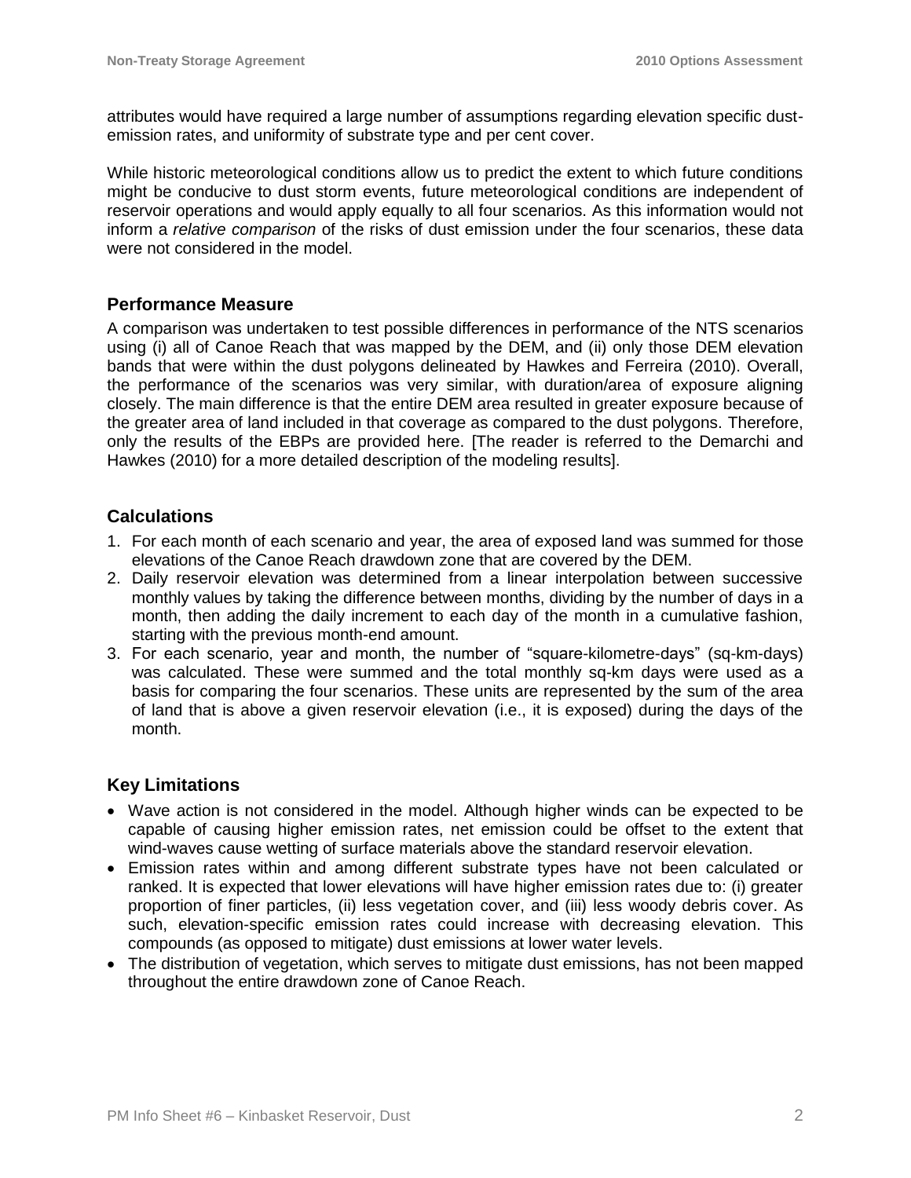attributes would have required a large number of assumptions regarding elevation specific dust-emission rates, and uniformity of substrate type and per cent cover.

While historic meteorological conditions allow us to predict the extent to which future conditions might be conducive to dust storm events, future meteorological conditions are independent of reservoir operations and would apply equally to all four scenarios. As this information would not inform a *relative comparison* of the risks of dust emission under the four scenarios, these data were not considered in the model.

## Performance Measure

A comparison was undertaken to test possible differences in performance of the NTS scenarios using (i) all of Canoe Reach that was mapped by the DEM, and (ii) only those DEM elevation bands that were within the dust polygons delineated by Hawkes and Ferreira (2010). Overall, the performance of the scenarios was very similar, with duration/area of exposure aligning closely. The main difference is that the entire DEM area resulted in greater exposure because of the greater area of land included in that coverage as compared to the dust polygons. Therefore, only the results of the EBPs are provided here. [The reader is referred to the Demarchi and Hawkes (2010) for a more detailed description of the modeling results].

## Calculations

1. For each month of each scenario and year, the area of exposed land was summed for those elevations of the Canoe Reach drawdown zone that are covered by the DEM.
2. Daily reservoir elevation was determined from a linear interpolation between successive monthly values by taking the difference between months, dividing by the number of days in a month, then adding the daily increment to each day of the month in a cumulative fashion, starting with the previous month-end amount.
3. For each scenario, year and month, the number of "square-kilometre-days" (sq-km-days) was calculated. These were summed and the total monthly sq-km days were used as a basis for comparing the four scenarios. These units are represented by the sum of the area of land that is above a given reservoir elevation (i.e., it is exposed) during the days of the month.

## Key Limitations

- Wave action is not considered in the model. Although higher winds can be expected to be capable of causing higher emission rates, net emission could be offset to the extent that wind-waves cause wetting of surface materials above the standard reservoir elevation.
- Emission rates within and among different substrate types have not been calculated or ranked. It is expected that lower elevations will have higher emission rates due to: (i) greater proportion of finer particles, (ii) less vegetation cover, and (iii) less woody debris cover. As such, elevation-specific emission rates could increase with decreasing elevation. This compounds (as opposed to mitigate) dust emissions at lower water levels.
- The distribution of vegetation, which serves to mitigate dust emissions, has not been mapped throughout the entire drawdown zone of Canoe Reach.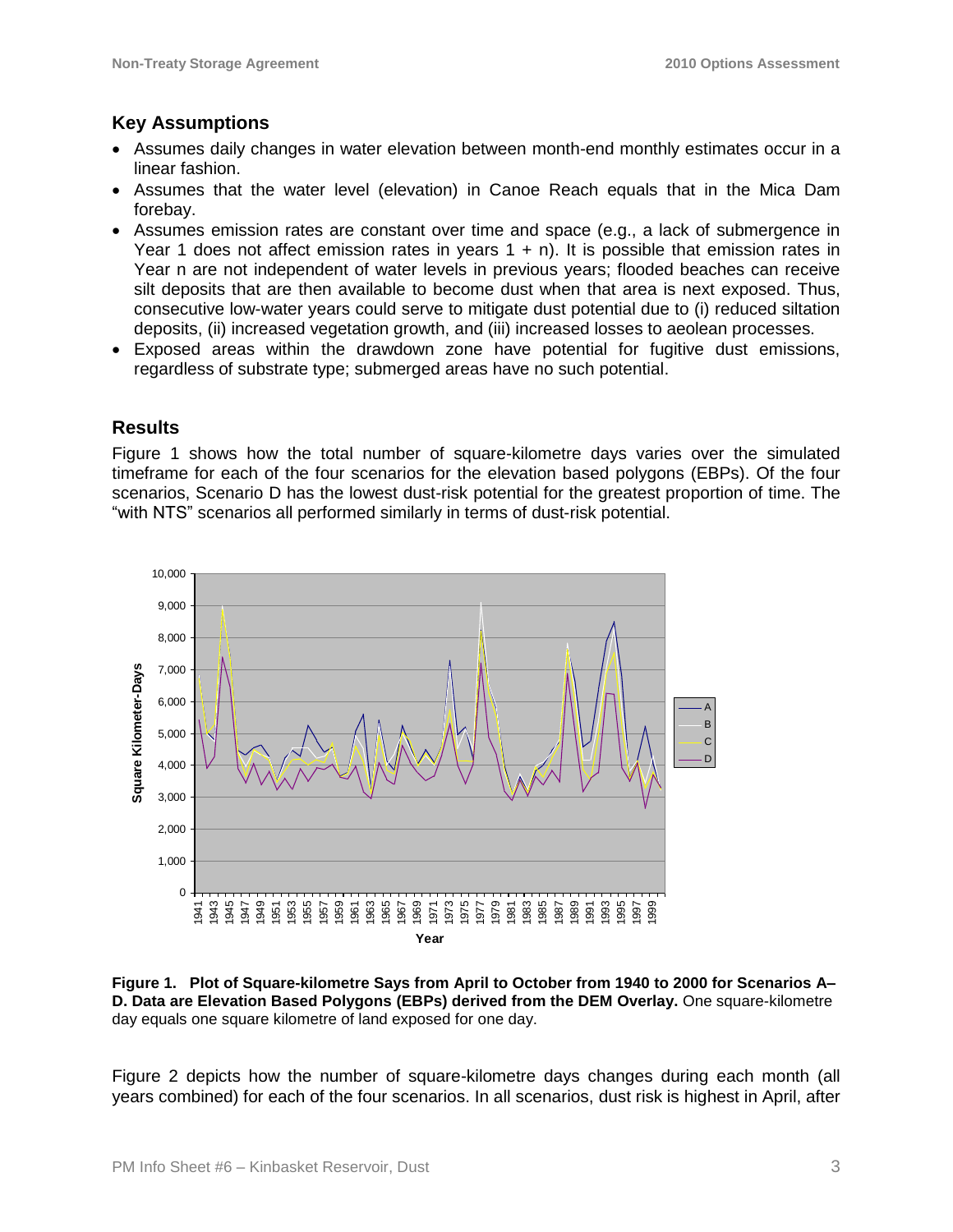## Key Assumptions

- Assumes daily changes in water elevation between month-end monthly estimates occur in a linear fashion.
- Assumes that the water level (elevation) in Canoe Reach equals that in the Mica Dam forebay.
- Assumes emission rates are constant over time and space (e.g., a lack of submergence in Year 1 does not affect emission rates in years 1 + n). It is possible that emission rates in Year n are not independent of water levels in previous years; flooded beaches can receive silt deposits that are then available to become dust when that area is next exposed. Thus, consecutive low-water years could serve to mitigate dust potential due to (i) reduced siltation deposits, (ii) increased vegetation growth, and (iii) increased losses to aeolean processes.
- Exposed areas within the drawdown zone have potential for fugitive dust emissions, regardless of substrate type; submerged areas have no such potential.

## Results

Figure 1 shows how the total number of square-kilometre days varies over the simulated timeframe for each of the four scenarios for the elevation based polygons (EBPs). Of the four scenarios, Scenario D has the lowest dust-risk potential for the greatest proportion of time. The "with NTS" scenarios all performed similarly in terms of dust-risk potential.

**Figure 1. Plot of Square-kilometre Says from April to October from 1940 to 2000 for Scenarios A–D. Data are Elevation Based Polygons (EBPs) derived from the DEM Overlay.** One square-kilometre day equals one square kilometre of land exposed for one day.

Figure 2 depicts how the number of square-kilometre days changes during each month (all years combined) for each of the four scenarios. In all scenarios, dust risk is highest in April, after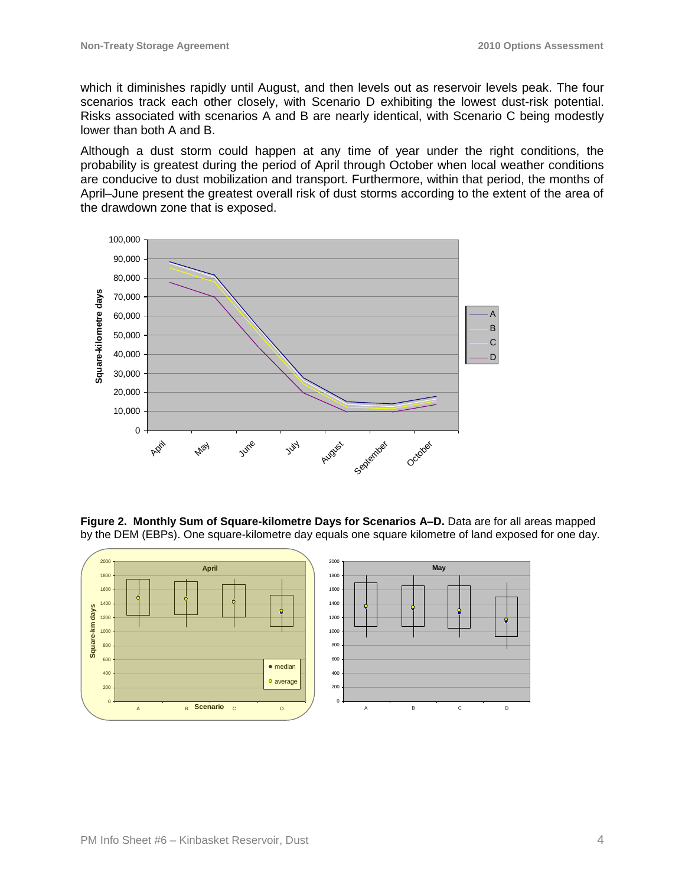which it diminishes rapidly until August, and then levels out as reservoir levels peak. The four scenarios track each other closely, with Scenario D exhibiting the lowest dust-risk potential. Risks associated with scenarios A and B are nearly identical, with Scenario C being modestly lower than both A and B.

Although a dust storm could happen at any time of year under the right conditions, the probability is greatest during the period of April through October when local weather conditions are conducive to dust mobilization and transport. Furthermore, within that period, the months of April–June present the greatest overall risk of dust storms according to the extent of the area of the drawdown zone that is exposed.

**Figure 2. Monthly Sum of Square-kilometre Days for Scenarios A–D.** Data are for all areas mapped by the DEM (EBPs). One square-kilometre day equals one square kilometre of land exposed for one day.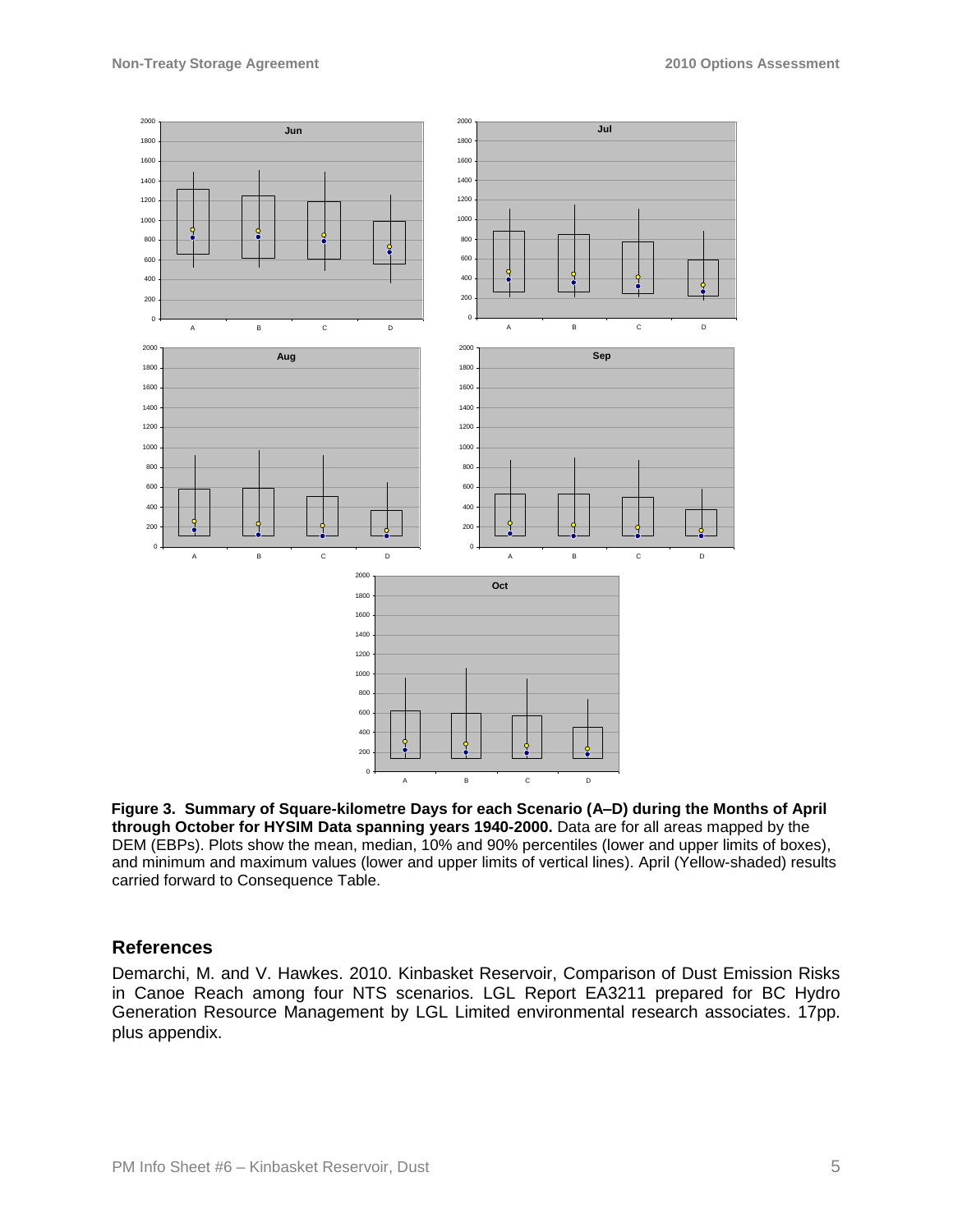**Figure 3. Summary of Square-kilometre Days for each Scenario (A–D) during the Months of April through October for HYSIM Data spanning years 1940-2000.** Data are for all areas mapped by the DEM (EBPs). Plots show the mean, median, 10% and 90% percentiles (lower and upper limits of boxes), and minimum and maximum values (lower and upper limits of vertical lines). April (Yellow-shaded) results carried forward to Consequence Table.

## References

Demarchi, M. and V. Hawkes. 2010. Kinbasket Reservoir, Comparison of Dust Emission Risks in Canoe Reach among four NTS scenarios. LGL Report EA3211 prepared for BC Hydro Generation Resource Management by LGL Limited environmental research associates. 17pp. plus appendix.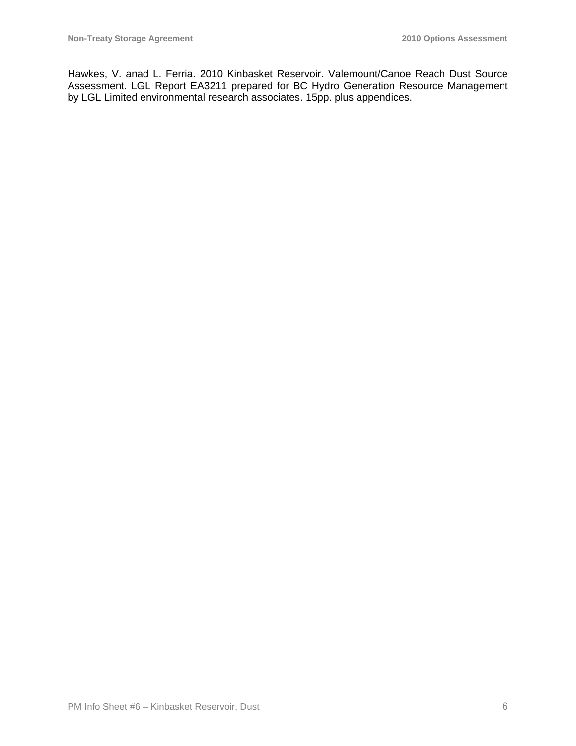Hawkes, V. anad L. Ferria. 2010 Kinbasket Reservoir. Valemount/Canoe Reach Dust Source Assessment. LGL Report EA3211 prepared for BC Hydro Generation Resource Management by LGL Limited environmental research associates. 15pp. plus appendices.